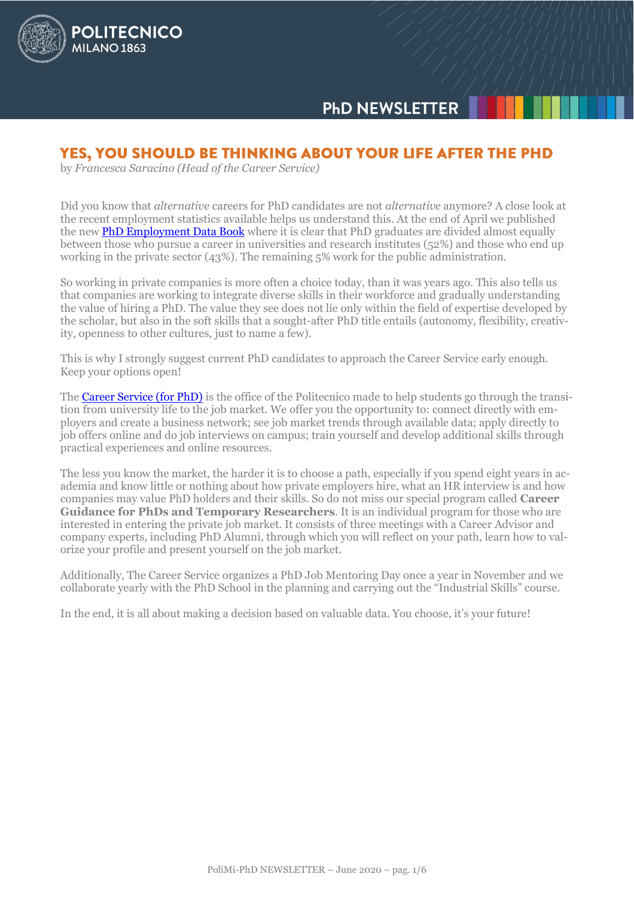# YES, YOU SHOULD BE THINKING ABOUT YOUR LIFE AFTER THE PHD

by *Francesca Saracino (Head of the Career Service)*

Did you know that *alternative* careers for PhD candidates are not *alternative* anymore? A close look at the recent employment statistics available helps us understand this. At the end of April we published the new PhD Employment Data Book where it is clear that PhD graduates are divided almost equally between those who pursue a career in universities and research institutes (52%) and those who end up working in the private sector (43%). The remaining 5% work for the public administration.

So working in private companies is more often a choice today, than it was years ago. This also tells us that companies are working to integrate diverse skills in their workforce and gradually understanding the value of hiring a PhD. The value they see does not lie only within the field of expertise developed by the scholar, but also in the soft skills that a sought-after PhD title entails (autonomy, flexibility, creativity, openness to other cultures, just to name a few).

This is why I strongly suggest current PhD candidates to approach the Career Service early enough. Keep your options open!

The Career Service (for PhD) is the office of the Politecnico made to help students go through the transition from university life to the job market. We offer you the opportunity to: connect directly with employers and create a business network; see job market trends through available data; apply directly to job offers online and do job interviews on campus; train yourself and develop additional skills through practical experiences and online resources.

The less you know the market, the harder it is to choose a path, especially if you spend eight years in academia and know little or nothing about how private employers hire, what an HR interview is and how companies may value PhD holders and their skills. So do not miss our special program called **Career Guidance for PhDs and Temporary Researchers**. It is an individual program for those who are interested in entering the private job market. It consists of three meetings with a Career Advisor and company experts, including PhD Alumni, through which you will reflect on your path, learn how to valorize your profile and present yourself on the job market.

Additionally, The Career Service organizes a PhD Job Mentoring Day once a year in November and we collaborate yearly with the PhD School in the planning and carrying out the "Industrial Skills" course.

In the end, it is all about making a decision based on valuable data. You choose, it's your future!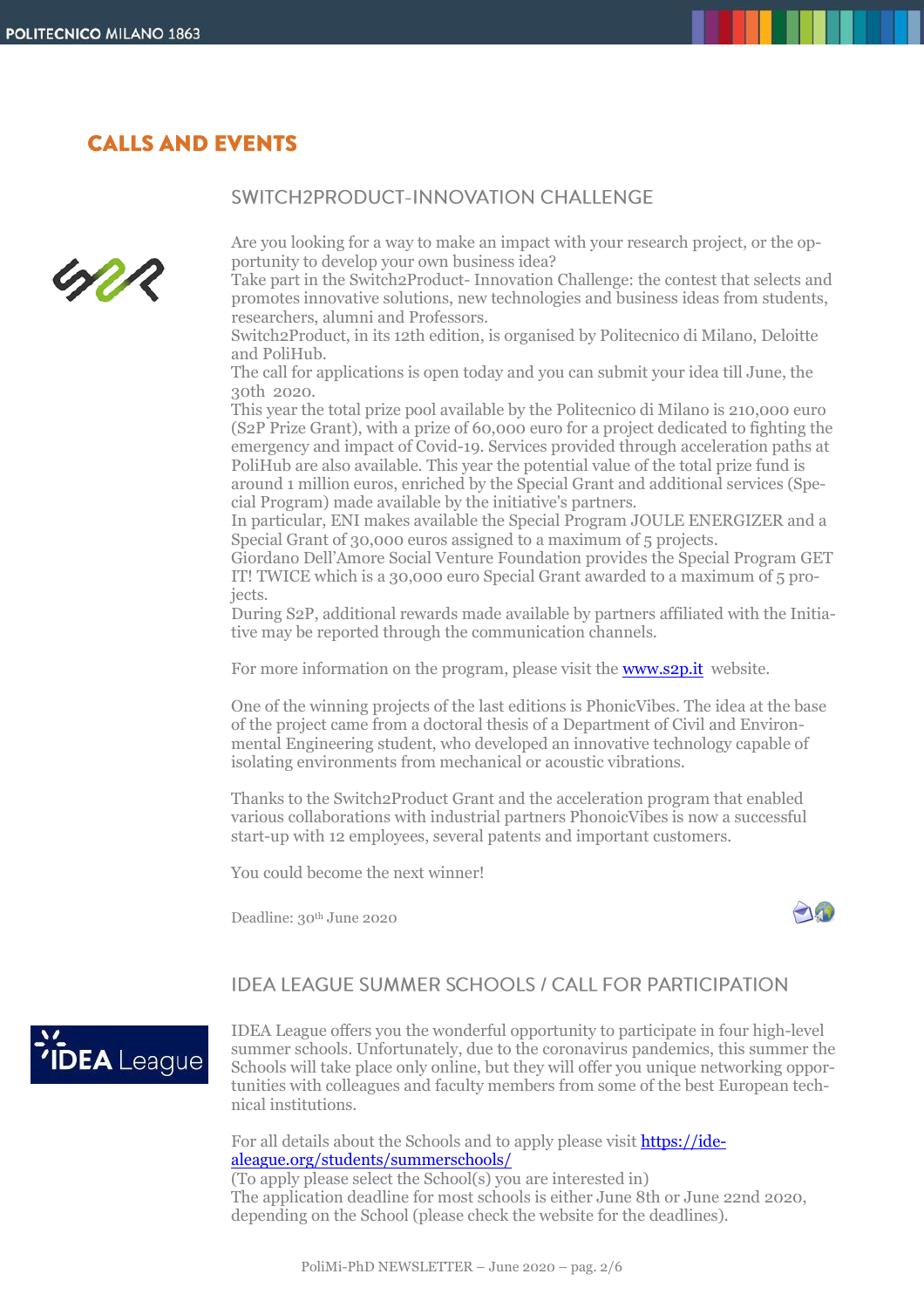# CALLS AND EVENTS

## SWITCH2PRODUCT-INNOVATION CHALLENGE

Are you looking for a way to make an impact with your research project, or the opportunity to develop your own business idea?
Take part in the Switch2Product- Innovation Challenge: the contest that selects and promotes innovative solutions, new technologies and business ideas from students, researchers, alumni and Professors.
Switch2Product, in its 12th edition, is organised by Politecnico di Milano, Deloitte and PoliHub.
The call for applications is open today and you can submit your idea till June, the 30th 2020.
This year the total prize pool available by the Politecnico di Milano is 210,000 euro (S2P Prize Grant), with a prize of 60,000 euro for a project dedicated to fighting the emergency and impact of Covid-19. Services provided through acceleration paths at PoliHub are also available. This year the potential value of the total prize fund is around 1 million euros, enriched by the Special Grant and additional services (Special Program) made available by the initiative's partners.
In particular, ENI makes available the Special Program JOULE ENERGIZER and a Special Grant of 30,000 euros assigned to a maximum of 5 projects.
Giordano Dell'Amore Social Venture Foundation provides the Special Program GET IT! TWICE which is a 30,000 euro Special Grant awarded to a maximum of 5 projects.
During S2P, additional rewards made available by partners affiliated with the Initiative may be reported through the communication channels.

For more information on the program, please visit the [www.s2p.it](http://www.s2p.it) website.

One of the winning projects of the last editions is PhonicVibes. The idea at the base of the project came from a doctoral thesis of a Department of Civil and Environmental Engineering student, who developed an innovative technology capable of isolating environments from mechanical or acoustic vibrations.

Thanks to the Switch2Product Grant and the acceleration program that enabled various collaborations with industrial partners PhonoicVibes is now a successful start-up with 12 employees, several patents and important customers.

You could become the next winner!

Deadline: 30th June 2020

## IDEA LEAGUE SUMMER SCHOOLS / CALL FOR PARTICIPATION

IDEA League offers you the wonderful opportunity to participate in four high-level summer schools. Unfortunately, due to the coronavirus pandemics, this summer the Schools will take place only online, but they will offer you unique networking opportunities with colleagues and faculty members from some of the best European technical institutions.

For all details about the Schools and to apply please visit [https://idealeague.org/students/summerschools/](https://idealeague.org/students/summerschools/)
(To apply please select the School(s) you are interested in)
The application deadline for most schools is either June 8th or June 22nd 2020, depending on the School (please check the website for the deadlines).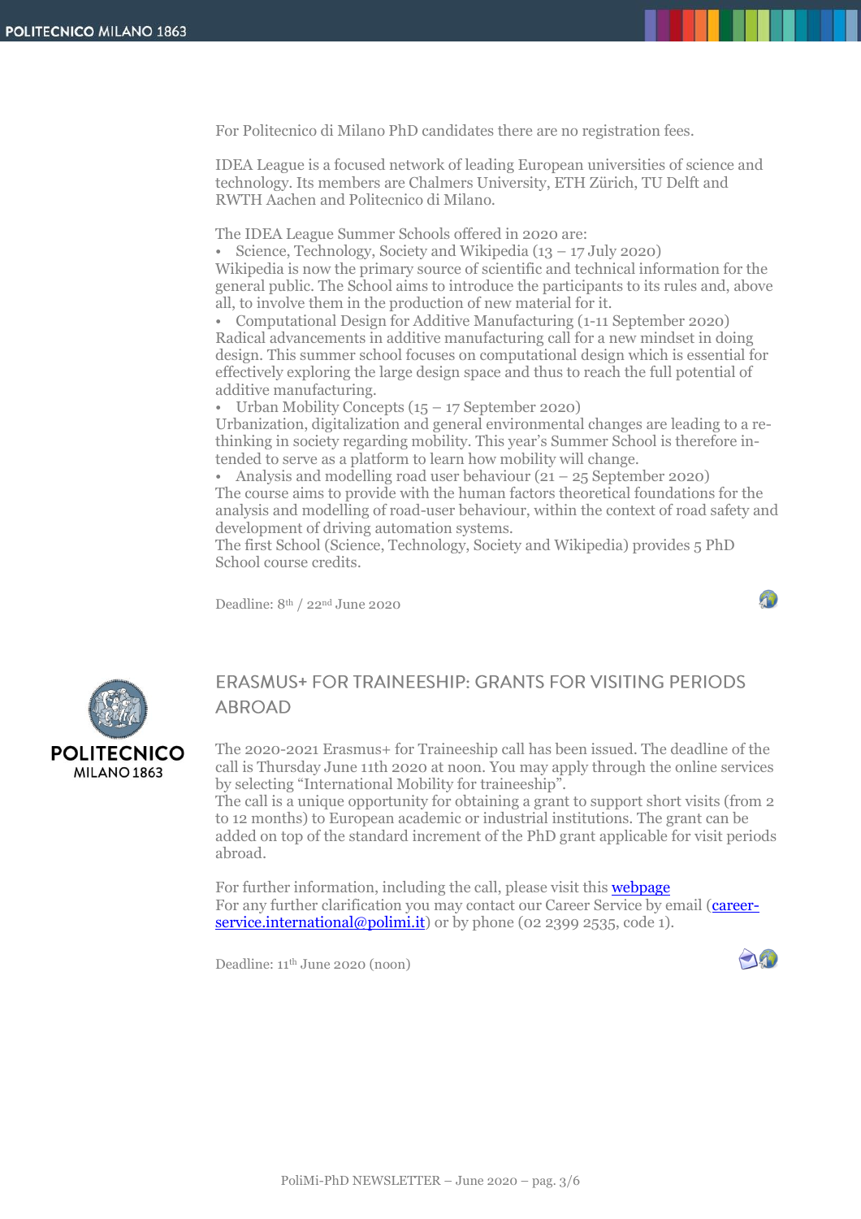For Politecnico di Milano PhD candidates there are no registration fees.

IDEA League is a focused network of leading European universities of science and technology. Its members are Chalmers University, ETH Zürich, TU Delft and RWTH Aachen and Politecnico di Milano.

The IDEA League Summer Schools offered in 2020 are:

- Science, Technology, Society and Wikipedia (13 – 17 July 2020)

Wikipedia is now the primary source of scientific and technical information for the general public. The School aims to introduce the participants to its rules and, above all, to involve them in the production of new material for it.

- Computational Design for Additive Manufacturing (1-11 September 2020)

Radical advancements in additive manufacturing call for a new mindset in doing design. This summer school focuses on computational design which is essential for effectively exploring the large design space and thus to reach the full potential of additive manufacturing.

- Urban Mobility Concepts (15 – 17 September 2020)

Urbanization, digitalization and general environmental changes are leading to a re-thinking in society regarding mobility. This year's Summer School is therefore intended to serve as a platform to learn how mobility will change.

- Analysis and modelling road user behaviour (21 – 25 September 2020)

The course aims to provide with the human factors theoretical foundations for the analysis and modelling of road-user behaviour, within the context of road safety and development of driving automation systems.

The first School (Science, Technology, Society and Wikipedia) provides 5 PhD School course credits.

Deadline: 8th / 22nd June 2020

## ERASMUS+ FOR TRAINEESHIP: GRANTS FOR VISITING PERIODS ABROAD

The 2020-2021 Erasmus+ for Traineeship call has been issued. The deadline of the call is Thursday June 11th 2020 at noon. You may apply through the online services by selecting "International Mobility for traineeship".

The call is a unique opportunity for obtaining a grant to support short visits (from 2 to 12 months) to European academic or industrial institutions. The grant can be added on top of the standard increment of the PhD grant applicable for visit periods abroad.

For further information, including the call, please visit this webpage

For any further clarification you may contact our Career Service by email (career-service.international@polimi.it) or by phone (02 2399 2535, code 1).

Deadline: 11th June 2020 (noon)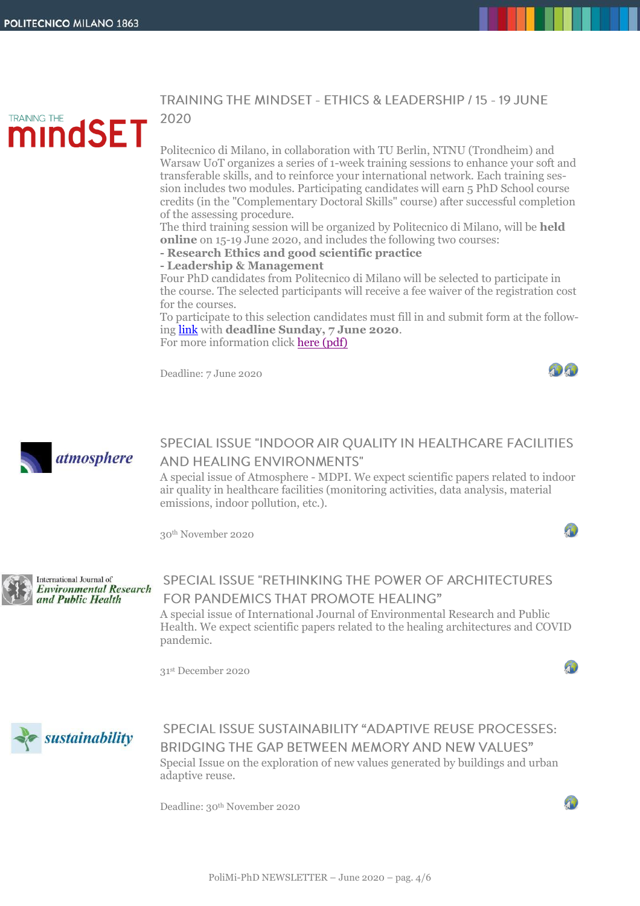## TRAINING THE MINDSET - ETHICS & LEADERSHIP / 15 - 19 JUNE 2020

Politecnico di Milano, in collaboration with TU Berlin, NTNU (Trondheim) and Warsaw UoT organizes a series of 1-week training sessions to enhance your soft and transferable skills, and to reinforce your international network. Each training session includes two modules. Participating candidates will earn 5 PhD School course credits (in the "Complementary Doctoral Skills" course) after successful completion of the assessing procedure.
The third training session will be organized by Politecnico di Milano, will be **held online** on 15-19 June 2020, and includes the following two courses:
- **Research Ethics and good scientific practice**
- **Leadership & Management**

Four PhD candidates from Politecnico di Milano will be selected to participate in the course. The selected participants will receive a fee waiver of the registration cost for the courses.
To participate to this selection candidates must fill in and submit form at the following link with **deadline Sunday, 7 June 2020**.
For more information click here (pdf)

Deadline: 7 June 2020

## SPECIAL ISSUE "INDOOR AIR QUALITY IN HEALTHCARE FACILITIES AND HEALING ENVIRONMENTS"

A special issue of Atmosphere - MDPI. We expect scientific papers related to indoor air quality in healthcare facilities (monitoring activities, data analysis, material emissions, indoor pollution, etc.).

30th November 2020

## SPECIAL ISSUE "RETHINKING THE POWER OF ARCHITECTURES FOR PANDEMICS THAT PROMOTE HEALING"

A special issue of International Journal of Environmental Research and Public Health. We expect scientific papers related to the healing architectures and COVID pandemic.

31st December 2020

## SPECIAL ISSUE SUSTAINABILITY "ADAPTIVE REUSE PROCESSES: BRIDGING THE GAP BETWEEN MEMORY AND NEW VALUES"

Special Issue on the exploration of new values generated by buildings and urban adaptive reuse.

Deadline: 30th November 2020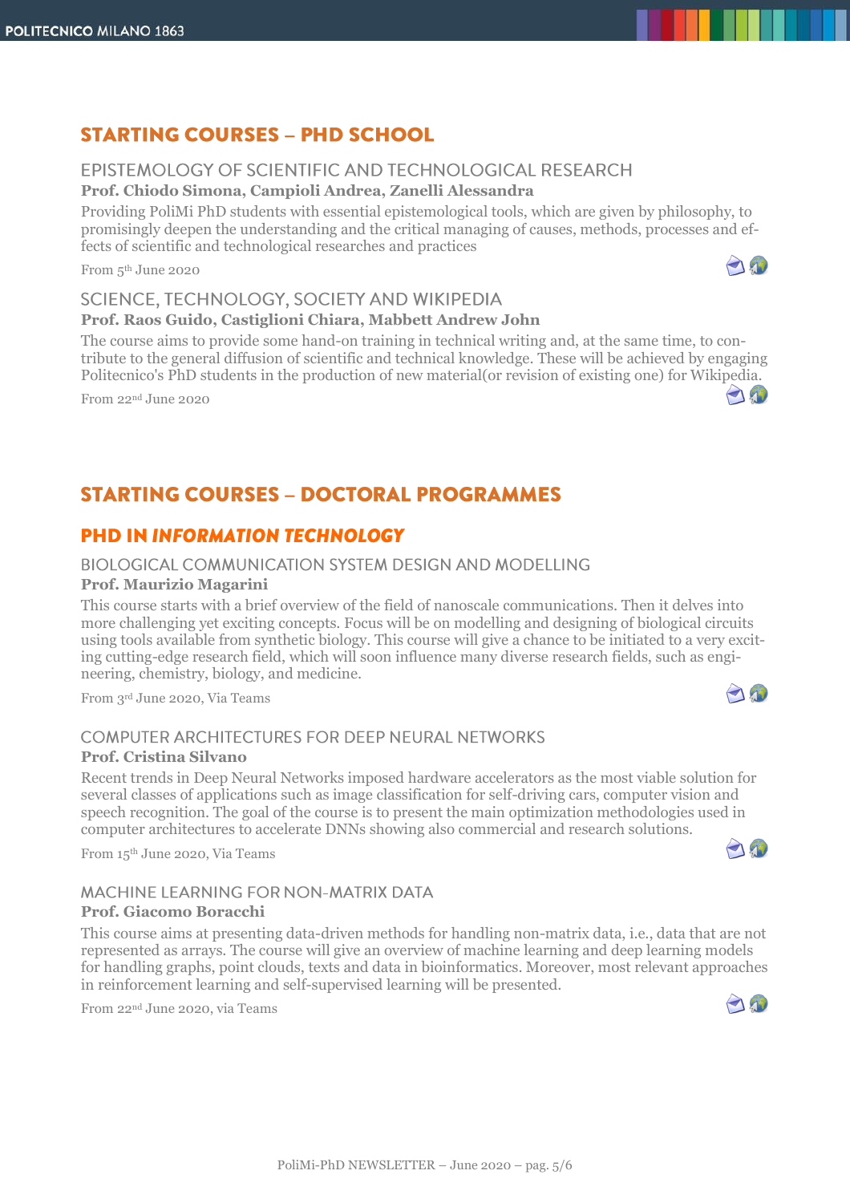## STARTING COURSES – PHD SCHOOL

### EPISTEMOLOGY OF SCIENTIFIC AND TECHNOLOGICAL RESEARCH

**Prof. Chiodo Simona, Campioli Andrea, Zanelli Alessandra**

Providing PoliMi PhD students with essential epistemological tools, which are given by philosophy, to promisingly deepen the understanding and the critical managing of causes, methods, processes and effects of scientific and technological researches and practices

From 5th June 2020

### SCIENCE, TECHNOLOGY, SOCIETY AND WIKIPEDIA

**Prof. Raos Guido, Castiglioni Chiara, Mabbett Andrew John**

The course aims to provide some hand-on training in technical writing and, at the same time, to contribute to the general diffusion of scientific and technical knowledge. These will be achieved by engaging Politecnico's PhD students in the production of new material(or revision of existing one) for Wikipedia.

From 22nd June 2020

## STARTING COURSES – DOCTORAL PROGRAMMES

## PHD IN *INFORMATION TECHNOLOGY*

### BIOLOGICAL COMMUNICATION SYSTEM DESIGN AND MODELLING

**Prof. Maurizio Magarini**

This course starts with a brief overview of the field of nanoscale communications. Then it delves into more challenging yet exciting concepts. Focus will be on modelling and designing of biological circuits using tools available from synthetic biology. This course will give a chance to be initiated to a very exciting cutting-edge research field, which will soon influence many diverse research fields, such as engineering, chemistry, biology, and medicine.

From 3rd June 2020, Via Teams

### COMPUTER ARCHITECTURES FOR DEEP NEURAL NETWORKS

**Prof. Cristina Silvano**

Recent trends in Deep Neural Networks imposed hardware accelerators as the most viable solution for several classes of applications such as image classification for self-driving cars, computer vision and speech recognition. The goal of the course is to present the main optimization methodologies used in computer architectures to accelerate DNNs showing also commercial and research solutions.

From 15th June 2020, Via Teams

### MACHINE LEARNING FOR NON-MATRIX DATA

**Prof. Giacomo Boracchi**

This course aims at presenting data-driven methods for handling non-matrix data, i.e., data that are not represented as arrays. The course will give an overview of machine learning and deep learning models for handling graphs, point clouds, texts and data in bioinformatics. Moreover, most relevant approaches in reinforcement learning and self-supervised learning will be presented.

From 22nd June 2020, via Teams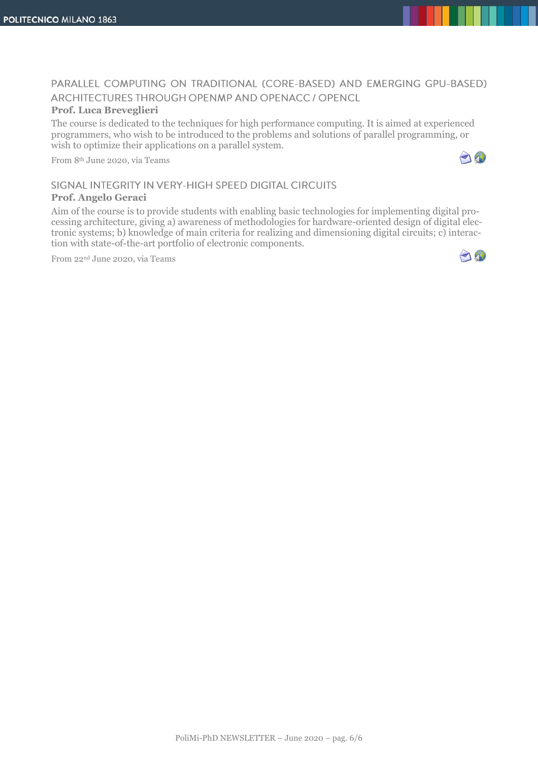### PARALLEL COMPUTING ON TRADITIONAL (CORE-BASED) AND EMERGING GPU-BASED) ARCHITECTURES THROUGH OPENMP AND OPENACC / OPENCL

**Prof. Luca Breveglieri**

The course is dedicated to the techniques for high performance computing. It is aimed at experienced programmers, who wish to be introduced to the problems and solutions of parallel programming, or wish to optimize their applications on a parallel system.

From 8th June 2020, via Teams

### SIGNAL INTEGRITY IN VERY-HIGH SPEED DIGITAL CIRCUITS

**Prof. Angelo Geraci**

Aim of the course is to provide students with enabling basic technologies for implementing digital processing architecture, giving a) awareness of methodologies for hardware-oriented design of digital electronic systems; b) knowledge of main criteria for realizing and dimensioning digital circuits; c) interaction with state-of-the-art portfolio of electronic components.

From 22nd June 2020, via Teams